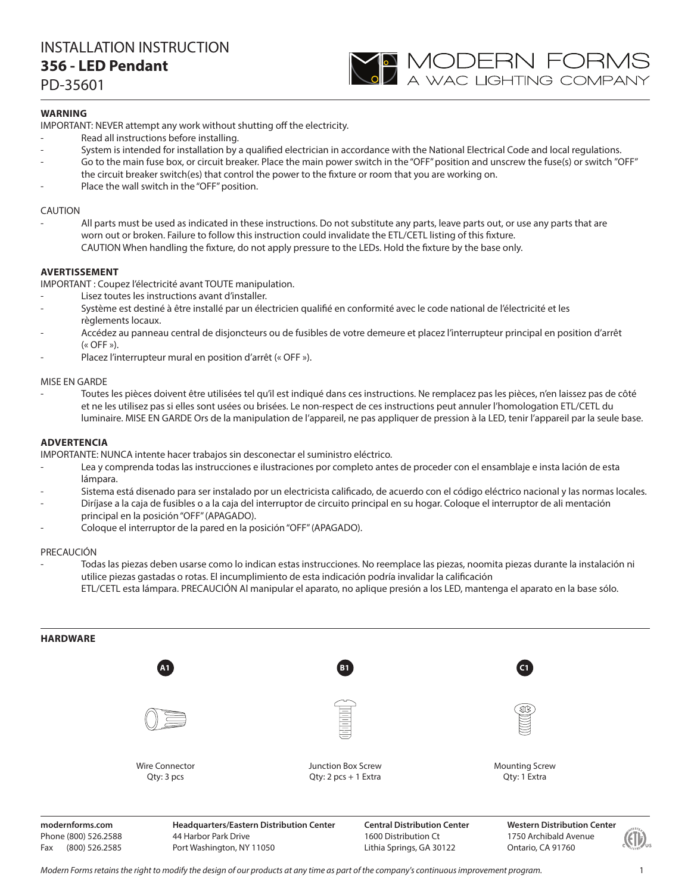# INSTALLATION INSTRUCTION

## 356 - LED Pendant

PD-35601

MODERN FORMS
A WAC LIGHTING COMPANY

### WARNING

IMPORTANT: NEVER attempt any work without shutting off the electricity.

- Read all instructions before installing.
- System is intended for installation by a qualified electrician in accordance with the National Electrical Code and local regulations.
- Go to the main fuse box, or circuit breaker. Place the main power switch in the "OFF" position and unscrew the fuse(s) or switch "OFF" the circuit breaker switch(es) that control the power to the fixture or room that you are working on.
- Place the wall switch in the "OFF" position.

CAUTION

- All parts must be used as indicated in these instructions. Do not substitute any parts, leave parts out, or use any parts that are worn out or broken. Failure to follow this instruction could invalidate the ETL/CETL listing of this fixture.
  CAUTION When handling the fixture, do not apply pressure to the LEDs. Hold the fixture by the base only.

### AVERTISSEMENT

IMPORTANT : Coupez l'électricité avant TOUTE manipulation.

- Lisez toutes les instructions avant d'installer.
- Système est destiné à être installé par un électricien qualifié en conformité avec le code national de l'électricité et les règlements locaux.
- Accédez au panneau central de disjoncteurs ou de fusibles de votre demeure et placez l'interrupteur principal en position d'arrêt (« OFF »).
- Placez l'interrupteur mural en position d'arrêt (« OFF »).

MISE EN GARDE

- Toutes les pièces doivent être utilisées tel qu'il est indiqué dans ces instructions. Ne remplacez pas les pièces, n'en laissez pas de côté et ne les utilisez pas si elles sont usées ou brisées. Le non-respect de ces instructions peut annuler l'homologation ETL/CETL du luminaire. MISE EN GARDE Ors de la manipulation de l'appareil, ne pas appliquer de pression à la LED, tenir l'appareil par la seule base.

### ADVERTENCIA

IMPORTANTE: NUNCA intente hacer trabajos sin desconectar el suministro eléctrico.

- Lea y comprenda todas las instrucciones e ilustraciones por completo antes de proceder con el ensamblaje e insta lación de esta lámpara.
- Sistema está disenado para ser instalado por un electricista calificado, de acuerdo con el código eléctrico nacional y las normas locales.
- Diríjase a la caja de fusibles o a la caja del interruptor de circuito principal en su hogar. Coloque el interruptor de ali mentación principal en la posición "OFF" (APAGADO).
- Coloque el interruptor de la pared en la posición "OFF" (APAGADO).

PRECAUCIÓN

- Todas las piezas deben usarse como lo indican estas instrucciones. No reemplace las piezas, noomita piezas durante la instalación ni utilice piezas gastadas o rotas. El incumplimiento de esta indicación podría invalidar la calificación
  ETL/CETL esta lámpara. PRECAUCIÓN Al manipular el aparato, no aplique presión a los LED, mantenga el aparato en la base sólo.

### HARDWARE

| A1 | B1 | C1 |
|---|---|---|
| Wire Connector<br>Qty: 3 pcs | Junction Box Screw<br>Qty: 2 pcs + 1 Extra | Mounting Screw<br>Qty: 1 Extra |

**modernforms.com**
Phone (800) 526.2588
Fax (800) 526.2585

**Headquarters/Eastern Distribution Center**
44 Harbor Park Drive
Port Washington, NY 11050

**Central Distribution Center**
1600 Distribution Ct
Lithia Springs, GA 30122

**Western Distribution Center**
1750 Archibald Avenue
Ontario, CA 91760

*Modern Forms retains the right to modify the design of our products at any time as part of the company's continuous improvement program.*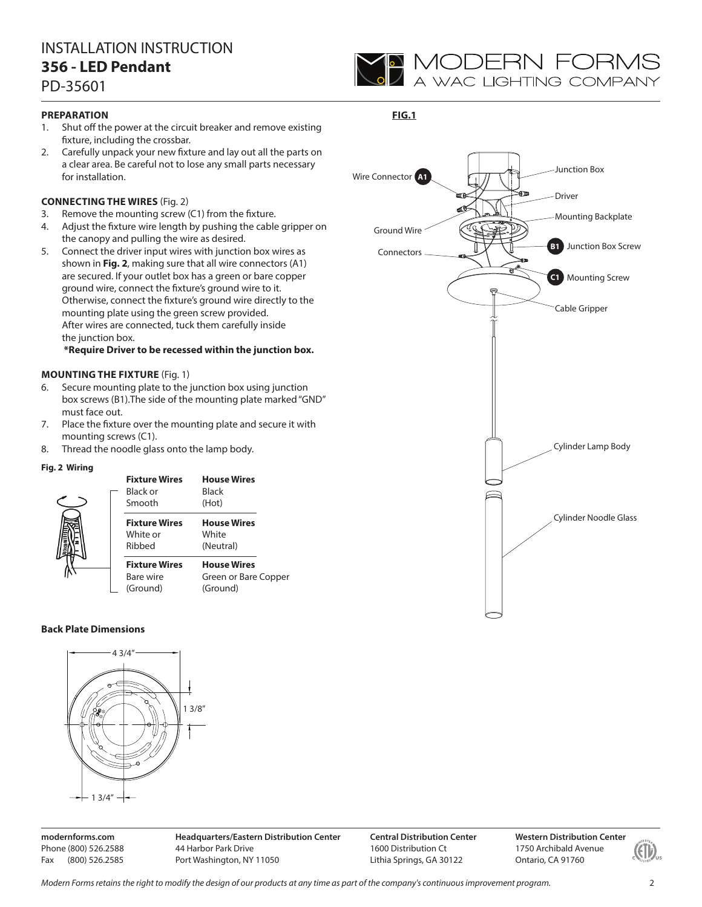# INSTALLATION INSTRUCTION
## 356 - LED Pendant
PD-35601

MODERN FORMS
A WAC LIGHTING COMPANY

### PREPARATION

1. Shut off the power at the circuit breaker and remove existing fixture, including the crossbar.
2. Carefully unpack your new fixture and lay out all the parts on a clear area. Be careful not to lose any small parts necessary for installation.

### CONNECTING THE WIRES (Fig. 2)

3. Remove the mounting screw (C1) from the fixture.
4. Adjust the fixture wire length by pushing the cable gripper on the canopy and pulling the wire as desired.
5. Connect the driver input wires with junction box wires as shown in **Fig. 2**, making sure that all wire connectors (A1) are secured. If your outlet box has a green or bare copper ground wire, connect the fixture's ground wire to it. Otherwise, connect the fixture's ground wire directly to the mounting plate using the green screw provided.
   After wires are connected, tuck them carefully inside the junction box.
   **\*Require Driver to be recessed within the junction box.**

### MOUNTING THE FIXTURE (Fig. 1)

6. Secure mounting plate to the junction box using junction box screws (B1).The side of the mounting plate marked "GND" must face out.
7. Place the fixture over the mounting plate and secure it with mounting screws (C1).
8. Thread the noodle glass onto the lamp body.

**Fig. 2 Wiring**

| Fixture Wires | House Wires |
|---|---|
| Black or Smooth | Black (Hot) |
| **Fixture Wires** | **House Wires** |
| White or Ribbed | White (Neutral) |
| **Fixture Wires** | **House Wires** |
| Bare wire (Ground) | Green or Bare Copper (Ground) |

**Back Plate Dimensions**

4 3/4"
1 3/8"
1 3/4"

**FIG.1**

Junction Box
Wire Connector A1
Driver
Mounting Backplate
Ground Wire
B1 Junction Box Screw
Connectors
C1 Mounting Screw
Cable Gripper
Cylinder Lamp Body
Cylinder Noodle Glass

**modernforms.com**
Phone (800) 526.2588
Fax (800) 526.2585

**Headquarters/Eastern Distribution Center**
44 Harbor Park Drive
Port Washington, NY 11050

**Central Distribution Center**
1600 Distribution Ct
Lithia Springs, GA 30122

**Western Distribution Center**
1750 Archibald Avenue
Ontario, CA 91760

*Modern Forms retains the right to modify the design of our products at any time as part of the company's continuous improvement program.*